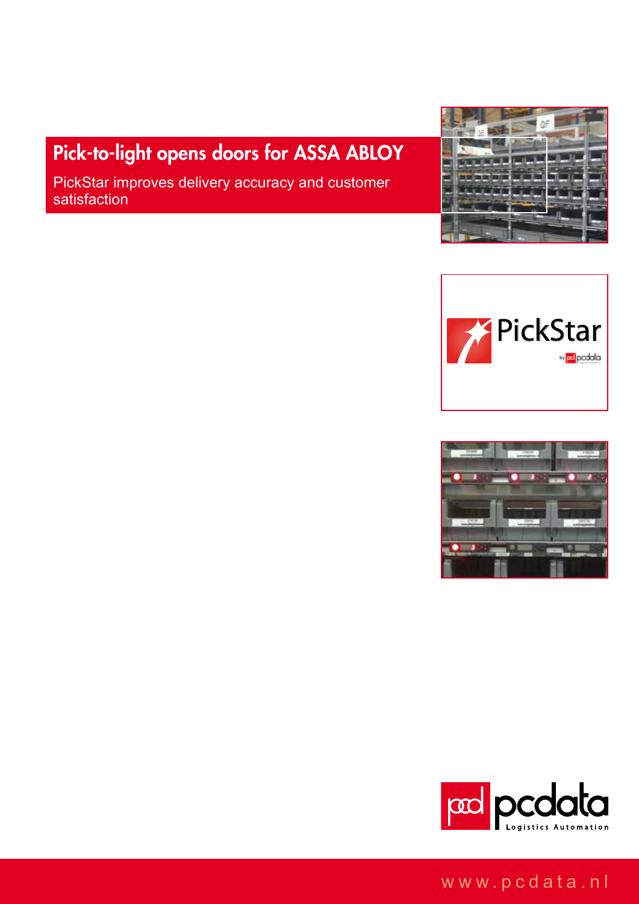# Pick-to-light opens doors for ASSA ABLOY

PickStar improves delivery accuracy and customer satisfaction

www.pcdata.nl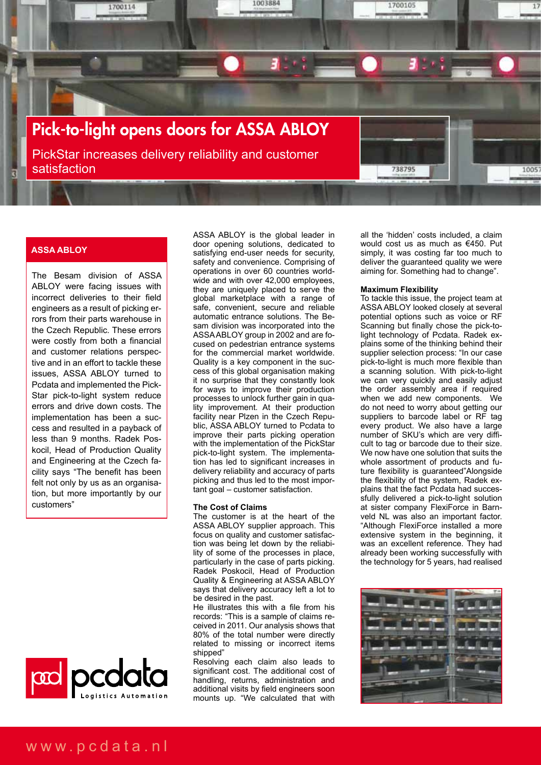# Pick-to-light opens doors for ASSA ABLOY

PickStar increases delivery reliability and customer satisfaction

**ASSA ABLOY**

The Besam division of ASSA ABLOY were facing issues with incorrect deliveries to their field engineers as a result of picking errors from their parts warehouse in the Czech Republic. These errors were costly from both a financial and customer relations perspective and in an effort to tackle these issues, ASSA ABLOY turned to Pcdata and implemented the PickStar pick-to-light system reduce errors and drive down costs. The implementation has been a success and resulted in a payback of less than 9 months. Radek Poskocil, Head of Production Quality and Engineering at the Czech facility says "The benefit has been felt not only by us as an organisation, but more importantly by our customers"

ASSA ABLOY is the global leader in door opening solutions, dedicated to satisfying end-user needs for security, safety and convenience. Comprising of operations in over 60 countries worldwide and with over 42,000 employees, they are uniquely placed to serve the global marketplace with a range of safe, convenient, secure and reliable automatic entrance solutions. The Besam division was incorporated into the ASSA ABLOY group in 2002 and are focused on pedestrian entrance systems for the commercial market worldwide. Quality is a key component in the success of this global organisation making it no surprise that they constantly look for ways to improve their production processes to unlock further gain in quality improvement. At their production facility near Plzen in the Czech Republic, ASSA ABLOY turned to Pcdata to improve their parts picking operation with the implementation of the PickStar pick-to-light system. The implementation has led to significant increases in delivery reliability and accuracy of parts picking and thus led to the most important goal – customer satisfaction.

**The Cost of Claims**

The customer is at the heart of the ASSA ABLOY supplier approach. This focus on quality and customer satisfaction was being let down by the reliability of some of the processes in place, particularly in the case of parts picking. Radek Poskocil, Head of Production Quality & Engineering at ASSA ABLOY says that delivery accuracy left a lot to be desired in the past.

He illustrates this with a file from his records: "This is a sample of claims received in 2011. Our analysis shows that 80% of the total number were directly related to missing or incorrect items shipped"

Resolving each claim also leads to significant cost. The additional cost of handling, returns, administration and additional visits by field engineers soon mounts up. "We calculated that with all the 'hidden' costs included, a claim would cost us as much as €450. Put simply, it was costing far too much to deliver the guaranteed quality we were aiming for. Something had to change".

**Maximum Flexibility**

To tackle this issue, the project team at ASSA ABLOY looked closely at several potential options such as voice or RF Scanning but finally chose the pick-to-light technology of Pcdata. Radek explains some of the thinking behind their supplier selection process: "In our case pick-to-light is much more flexible than a scanning solution. With pick-to-light we can very quickly and easily adjust the order assembly area if required when we add new components. We do not need to worry about getting our suppliers to barcode label or RF tag every product. We also have a large number of SKU's which are very difficult to tag or barcode due to their size. We now have one solution that suits the whole assortment of products and future flexibility is guaranteed"Alongside the flexibility of the system, Radek explains that the fact Pcdata had successfully delivered a pick-to-light solution at sister company FlexiForce in Barneveld NL was also an important factor. "Although FlexiForce installed a more extensive system in the beginning, it was an excellent reference. They had already been working successfully with the technology for 5 years, had realised

www.pcdata.nl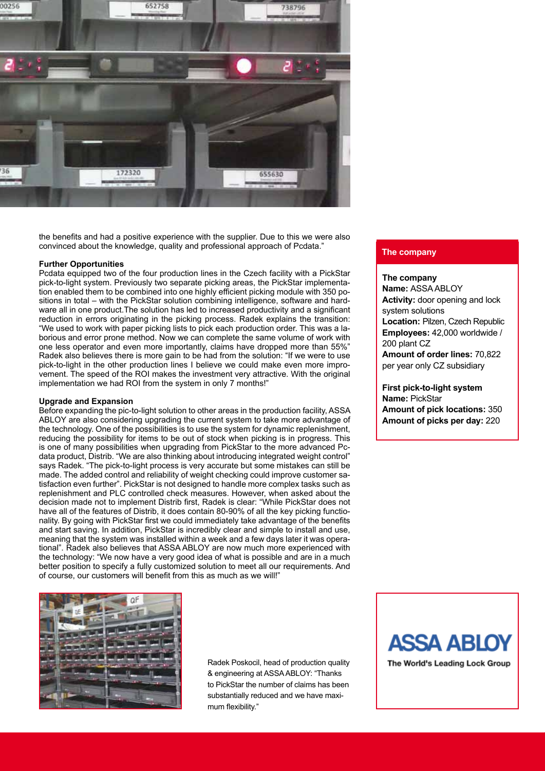the benefits and had a positive experience with the supplier. Due to this we were also convinced about the knowledge, quality and professional approach of Pcdata."

**Further Opportunities**

Pcdata equipped two of the four production lines in the Czech facility with a PickStar pick-to-light system. Previously two separate picking areas, the PickStar implementation enabled them to be combined into one highly efficient picking module with 350 positions in total – with the PickStar solution combining intelligence, software and hardware all in one product.The solution has led to increased productivity and a significant reduction in errors originating in the picking process. Radek explains the transition: "We used to work with paper picking lists to pick each production order. This was a laborious and error prone method. Now we can complete the same volume of work with one less operator and even more importantly, claims have dropped more than 55%" Radek also believes there is more gain to be had from the solution: "If we were to use pick-to-light in the other production lines I believe we could make even more improvement. The speed of the ROI makes the investment very attractive. With the original implementation we had ROI from the system in only 7 months!"

**Upgrade and Expansion**

Before expanding the pic-to-light solution to other areas in the production facility, ASSA ABLOY are also considering upgrading the current system to take more advantage of the technology. One of the possibilities is to use the system for dynamic replenishment, reducing the possibility for items to be out of stock when picking is in progress. This is one of many possibilities when upgrading from PickStar to the more advanced Pcdata product, Distrib. "We are also thinking about introducing integrated weight control" says Radek. "The pick-to-light process is very accurate but some mistakes can still be made. The added control and reliability of weight checking could improve customer satisfaction even further". PickStar is not designed to handle more complex tasks such as replenishment and PLC controlled check measures. However, when asked about the decision made not to implement Distrib first, Radek is clear: "While PickStar does not have all of the features of Distrib, it does contain 80-90% of all the key picking functionality. By going with PickStar first we could immediately take advantage of the benefits and start saving. In addition, PickStar is incredibly clear and simple to install and use, meaning that the system was installed within a week and a few days later it was operational". Radek also believes that ASSA ABLOY are now much more experienced with the technology: "We now have a very good idea of what is possible and are in a much better position to specify a fully customized solution to meet all our requirements. And of course, our customers will benefit from this as much as we will!"

Radek Poskocil, head of production quality & engineering at ASSA ABLOY: "Thanks to PickStar the number of claims has been substantially reduced and we have maximum flexibility."

## The company

**The company**
**Name:** ASSA ABLOY
**Activity:** door opening and lock system solutions
**Location:** Pilzen, Czech Republic
**Employees:** 42,000 worldwide / 200 plant CZ
**Amount of order lines:** 70,822 per year only CZ subsidiary

**First pick-to-light system**
**Name:** PickStar
**Amount of pick locations:** 350
**Amount of picks per day:** 220

ASSA ABLOY
The World's Leading Lock Group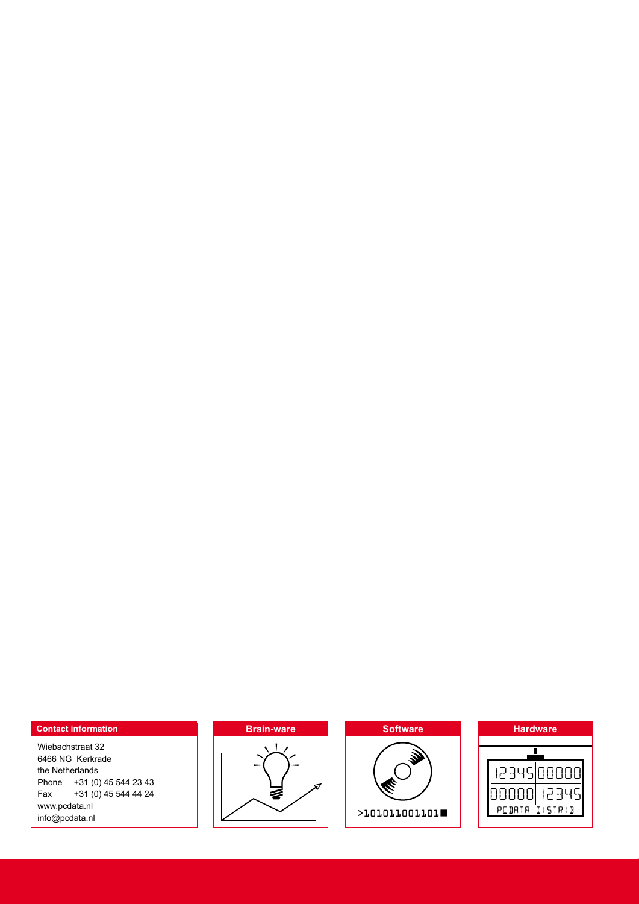**Contact information**

Wiebachstraat 32
6466 NG Kerkrade
the Netherlands
Phone +31 (0) 45 544 23 43
Fax +31 (0) 45 544 44 24
www.pcdata.nl
info@pcdata.nl

**Brain-ware**

**Software**

>101011001101

**Hardware**

12345 00000
00000 12345
PCDATA DISTRIB